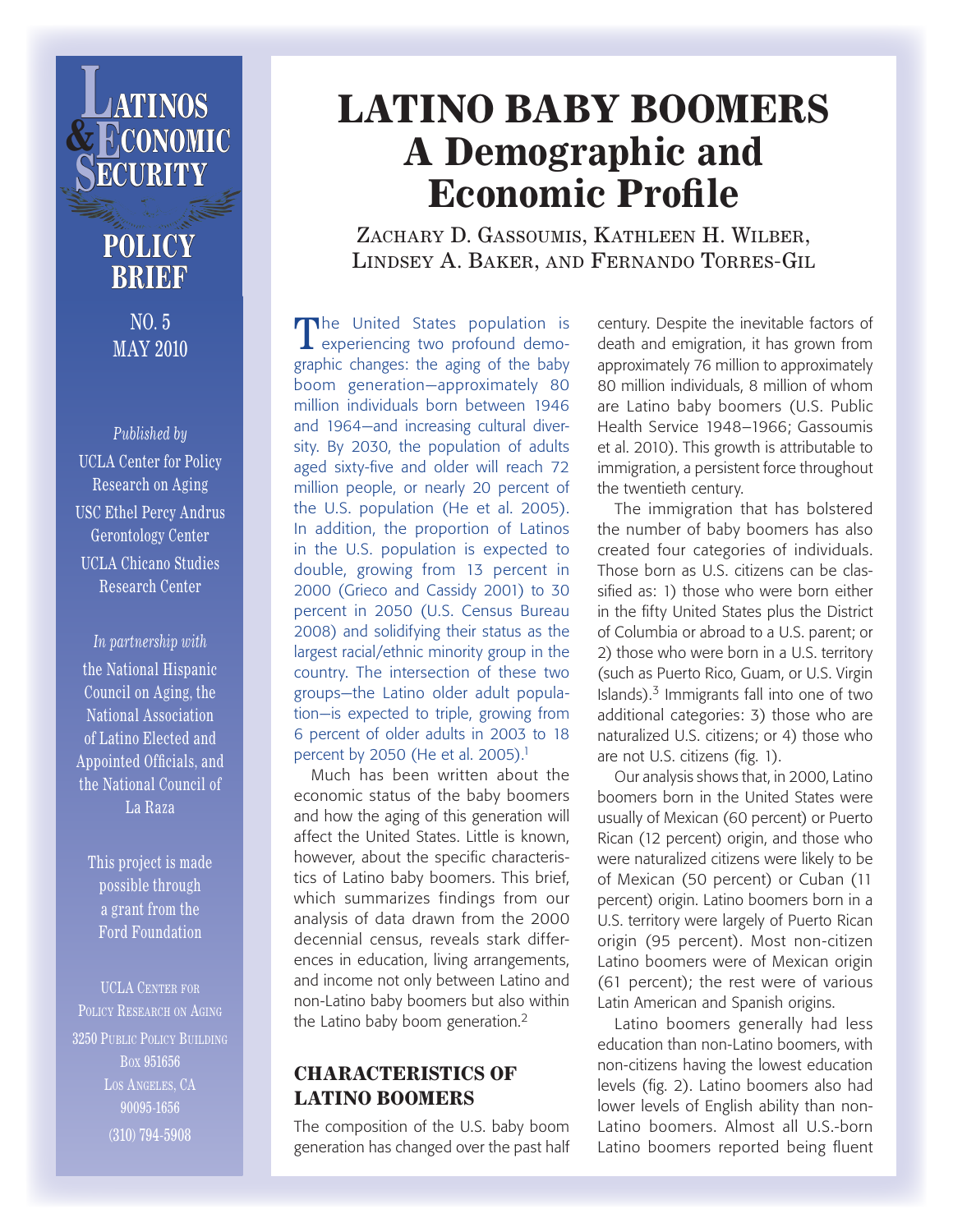# LATINOS & ECONOMIC SECURITY

## POLICY BRIEF

NO. 5
MAY 2010

*Published by*

UCLA Center for Policy Research on Aging

USC Ethel Percy Andrus Gerontology Center

UCLA Chicano Studies Research Center

*In partnership with*

the National Hispanic Council on Aging, the National Association of Latino Elected and Appointed Officials, and the National Council of La Raza

This project is made possible through a grant from the Ford Foundation

UCLA Center for Policy Research on Aging
3250 Public Policy Building
Box 951656
Los Angeles, CA
90095-1656
(310) 794-5908

# LATINO BABY BOOMERS
# A Demographic and Economic Profile

Zachary D. Gassoumis, Kathleen H. Wilber, Lindsey A. Baker, and Fernando Torres-Gil

The United States population is experiencing two profound demographic changes: the aging of the baby boom generation—approximately 80 million individuals born between 1946 and 1964—and increasing cultural diversity. By 2030, the population of adults aged sixty-five and older will reach 72 million people, or nearly 20 percent of the U.S. population (He et al. 2005). In addition, the proportion of Latinos in the U.S. population is expected to double, growing from 13 percent in 2000 (Grieco and Cassidy 2001) to 30 percent in 2050 (U.S. Census Bureau 2008) and solidifying their status as the largest racial/ethnic minority group in the country. The intersection of these two groups—the Latino older adult population—is expected to triple, growing from 6 percent of older adults in 2003 to 18 percent by 2050 (He et al. 2005).[1]

Much has been written about the economic status of the baby boomers and how the aging of this generation will affect the United States. Little is known, however, about the specific characteristics of Latino baby boomers. This brief, which summarizes findings from our analysis of data drawn from the 2000 decennial census, reveals stark differences in education, living arrangements, and income not only between Latino and non-Latino baby boomers but also within the Latino baby boom generation.[2]

## CHARACTERISTICS OF LATINO BOOMERS

The composition of the U.S. baby boom generation has changed over the past half century. Despite the inevitable factors of death and emigration, it has grown from approximately 76 million to approximately 80 million individuals, 8 million of whom are Latino baby boomers (U.S. Public Health Service 1948–1966; Gassoumis et al. 2010). This growth is attributable to immigration, a persistent force throughout the twentieth century.

The immigration that has bolstered the number of baby boomers has also created four categories of individuals. Those born as U.S. citizens can be classified as: 1) those who were born either in the fifty United States plus the District of Columbia or abroad to a U.S. parent; or 2) those who were born in a U.S. territory (such as Puerto Rico, Guam, or U.S. Virgin Islands).[3] Immigrants fall into one of two additional categories: 3) those who are naturalized U.S. citizens; or 4) those who are not U.S. citizens (fig. 1).

Our analysis shows that, in 2000, Latino boomers born in the United States were usually of Mexican (60 percent) or Puerto Rican (12 percent) origin, and those who were naturalized citizens were likely to be of Mexican (50 percent) or Cuban (11 percent) origin. Latino boomers born in a U.S. territory were largely of Puerto Rican origin (95 percent). Most non-citizen Latino boomers were of Mexican origin (61 percent); the rest were of various Latin American and Spanish origins.

Latino boomers generally had less education than non-Latino boomers, with non-citizens having the lowest education levels (fig. 2). Latino boomers also had lower levels of English ability than non-Latino boomers. Almost all U.S.-born Latino boomers reported being fluent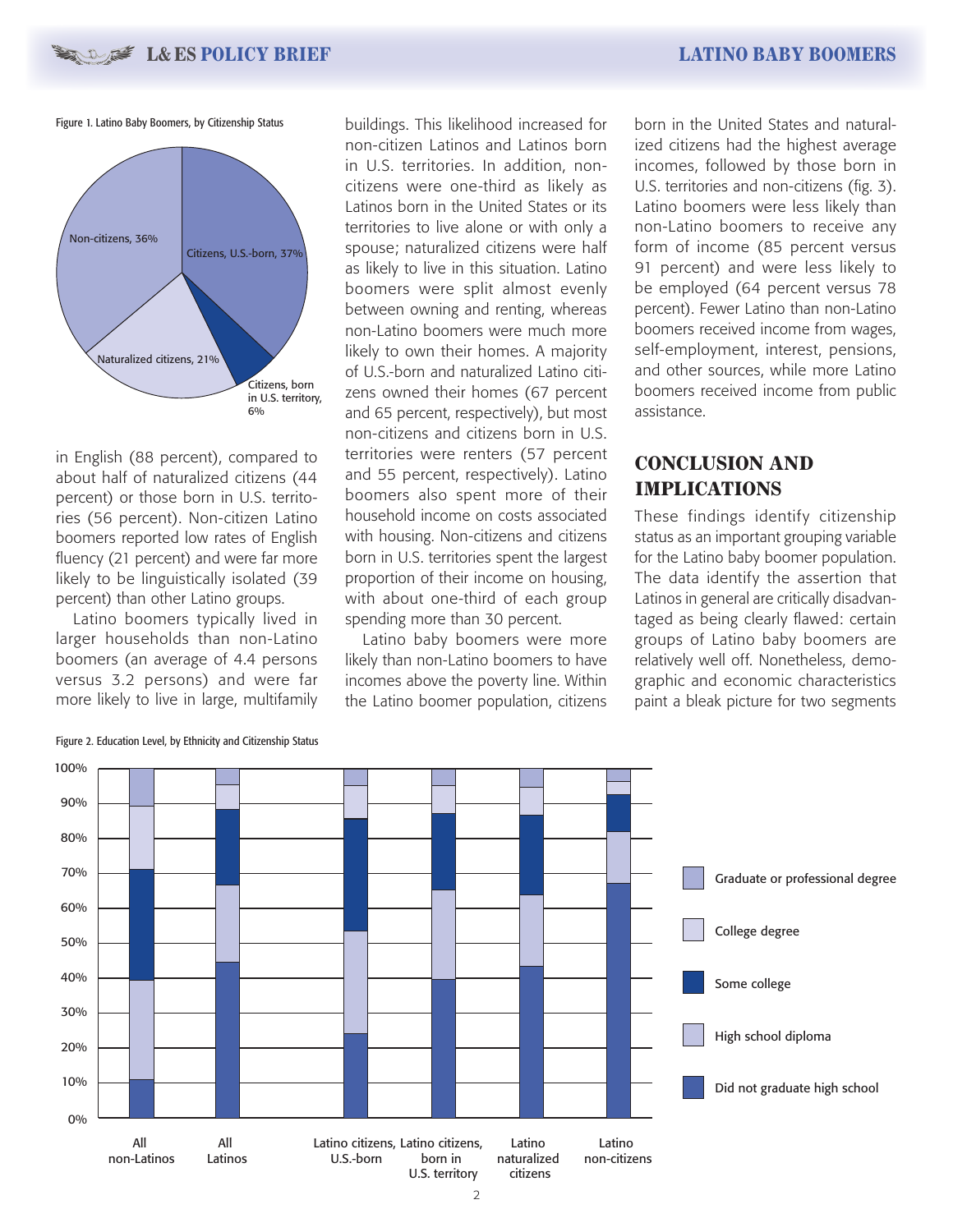Figure 1. Latino Baby Boomers, by Citizenship Status

in English (88 percent), compared to about half of naturalized citizens (44 percent) or those born in U.S. territories (56 percent). Non-citizen Latino boomers reported low rates of English fluency (21 percent) and were far more likely to be linguistically isolated (39 percent) than other Latino groups.

Latino boomers typically lived in larger households than non-Latino boomers (an average of 4.4 persons versus 3.2 persons) and were far more likely to live in large, multifamily buildings. This likelihood increased for non-citizen Latinos and Latinos born in U.S. territories. In addition, non-citizens were one-third as likely as Latinos born in the United States or its territories to live alone or with only a spouse; naturalized citizens were half as likely to live in this situation. Latino boomers were split almost evenly between owning and renting, whereas non-Latino boomers were much more likely to own their homes. A majority of U.S.-born and naturalized Latino citizens owned their homes (67 percent and 65 percent, respectively), but most non-citizens and citizens born in U.S. territories were renters (57 percent and 55 percent, respectively). Latino boomers also spent more of their household income on costs associated with housing. Non-citizens and citizens born in U.S. territories spent the largest proportion of their income on housing, with about one-third of each group spending more than 30 percent.

Latino baby boomers were more likely than non-Latino boomers to have incomes above the poverty line. Within the Latino boomer population, citizens born in the United States and naturalized citizens had the highest average incomes, followed by those born in U.S. territories and non-citizens (fig. 3). Latino boomers were less likely than non-Latino boomers to receive any form of income (85 percent versus 91 percent) and were less likely to be employed (64 percent versus 78 percent). Fewer Latino than non-Latino boomers received income from wages, self-employment, interest, pensions, and other sources, while more Latino boomers received income from public assistance.

## CONCLUSION AND IMPLICATIONS

These findings identify citizenship status as an important grouping variable for the Latino baby boomer population. The data identify the assertion that Latinos in general are critically disadvantaged as being clearly flawed: certain groups of Latino baby boomers are relatively well off. Nonetheless, demographic and economic characteristics paint a bleak picture for two segments

Figure 2. Education Level, by Ethnicity and Citizenship Status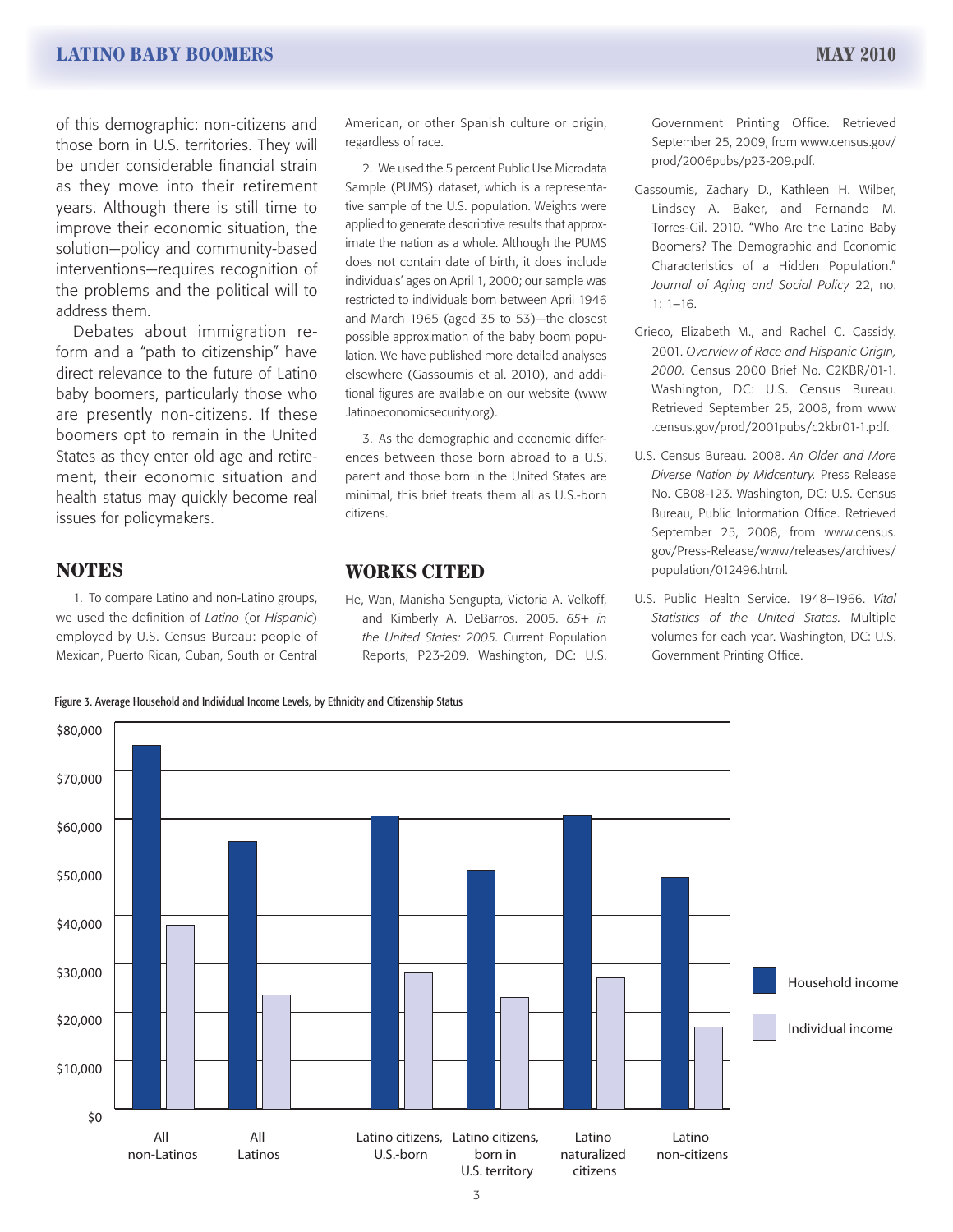of this demographic: non-citizens and those born in U.S. territories. They will be under considerable financial strain as they move into their retirement years. Although there is still time to improve their economic situation, the solution—policy and community-based interventions—requires recognition of the problems and the political will to address them.

Debates about immigration reform and a "path to citizenship" have direct relevance to the future of Latino baby boomers, particularly those who are presently non-citizens. If these boomers opt to remain in the United States as they enter old age and retirement, their economic situation and health status may quickly become real issues for policymakers.

## NOTES

1. To compare Latino and non-Latino groups, we used the definition of *Latino* (or *Hispanic*) employed by U.S. Census Bureau: people of Mexican, Puerto Rican, Cuban, South or Central American, or other Spanish culture or origin, regardless of race.

2. We used the 5 percent Public Use Microdata Sample (PUMS) dataset, which is a representative sample of the U.S. population. Weights were applied to generate descriptive results that approximate the nation as a whole. Although the PUMS does not contain date of birth, it does include individuals' ages on April 1, 2000; our sample was restricted to individuals born between April 1946 and March 1965 (aged 35 to 53)—the closest possible approximation of the baby boom population. We have published more detailed analyses elsewhere (Gassoumis et al. 2010), and additional figures are available on our website (www.latinoeconomicsecurity.org).

3. As the demographic and economic differences between those born abroad to a U.S. parent and those born in the United States are minimal, this brief treats them all as U.S.-born citizens.

## WORKS CITED

He, Wan, Manisha Sengupta, Victoria A. Velkoff, and Kimberly A. DeBarros. 2005. *65+ in the United States: 2005.* Current Population Reports, P23-209. Washington, DC: U.S. Government Printing Office. Retrieved September 25, 2009, from www.census.gov/prod/2006pubs/p23-209.pdf.

Gassoumis, Zachary D., Kathleen H. Wilber, Lindsey A. Baker, and Fernando M. Torres-Gil. 2010. "Who Are the Latino Baby Boomers? The Demographic and Economic Characteristics of a Hidden Population." *Journal of Aging and Social Policy* 22, no. 1: 1–16.

Grieco, Elizabeth M., and Rachel C. Cassidy. 2001. *Overview of Race and Hispanic Origin, 2000.* Census 2000 Brief No. C2KBR/01-1. Washington, DC: U.S. Census Bureau. Retrieved September 25, 2008, from www.census.gov/prod/2001pubs/c2kbr01-1.pdf.

U.S. Census Bureau. 2008. *An Older and More Diverse Nation by Midcentury.* Press Release No. CB08-123. Washington, DC: U.S. Census Bureau, Public Information Office. Retrieved September 25, 2008, from www.census.gov/Press-Release/www/releases/archives/population/012496.html.

U.S. Public Health Service. 1948–1966. *Vital Statistics of the United States.* Multiple volumes for each year. Washington, DC: U.S. Government Printing Office.

Figure 3. Average Household and Individual Income Levels, by Ethnicity and Citizenship Status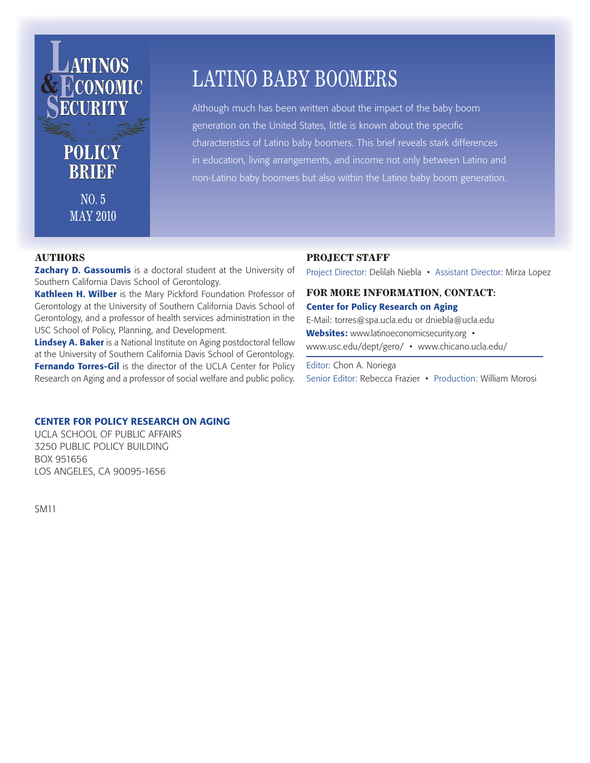# LATINOS & ECONOMIC SECURITY

## POLICY BRIEF

NO. 5
MAY 2010

# LATINO BABY BOOMERS

Although much has been written about the impact of the baby boom generation on the United States, little is known about the specific characteristics of Latino baby boomers. This brief reveals stark differences in education, living arrangements, and income not only between Latino and non-Latino baby boomers but also within the Latino baby boom generation.

### AUTHORS

**Zachary D. Gassoumis** is a doctoral student at the University of Southern California Davis School of Gerontology.

**Kathleen H. Wilber** is the Mary Pickford Foundation Professor of Gerontology at the University of Southern California Davis School of Gerontology, and a professor of health services administration in the USC School of Policy, Planning, and Development.

**Lindsey A. Baker** is a National Institute on Aging postdoctoral fellow at the University of Southern California Davis School of Gerontology.

**Fernando Torres-Gil** is the director of the UCLA Center for Policy Research on Aging and a professor of social welfare and public policy.

### PROJECT STAFF

Project Director: Delilah Niebla • Assistant Director: Mirza Lopez

### FOR MORE INFORMATION, CONTACT:

**Center for Policy Research on Aging**

E-Mail: torres@spa.ucla.edu or dniebla@ucla.edu

**Websites:** www.latinoeconomicsecurity.org • www.usc.edu/dept/gero/ • www.chicano.ucla.edu/

Editor: Chon A. Noriega

Senior Editor: Rebecca Frazier • Production: William Morosi

**CENTER FOR POLICY RESEARCH ON AGING**

UCLA SCHOOL OF PUBLIC AFFAIRS
3250 PUBLIC POLICY BUILDING
BOX 951656
LOS ANGELES, CA 90095-1656

SM11